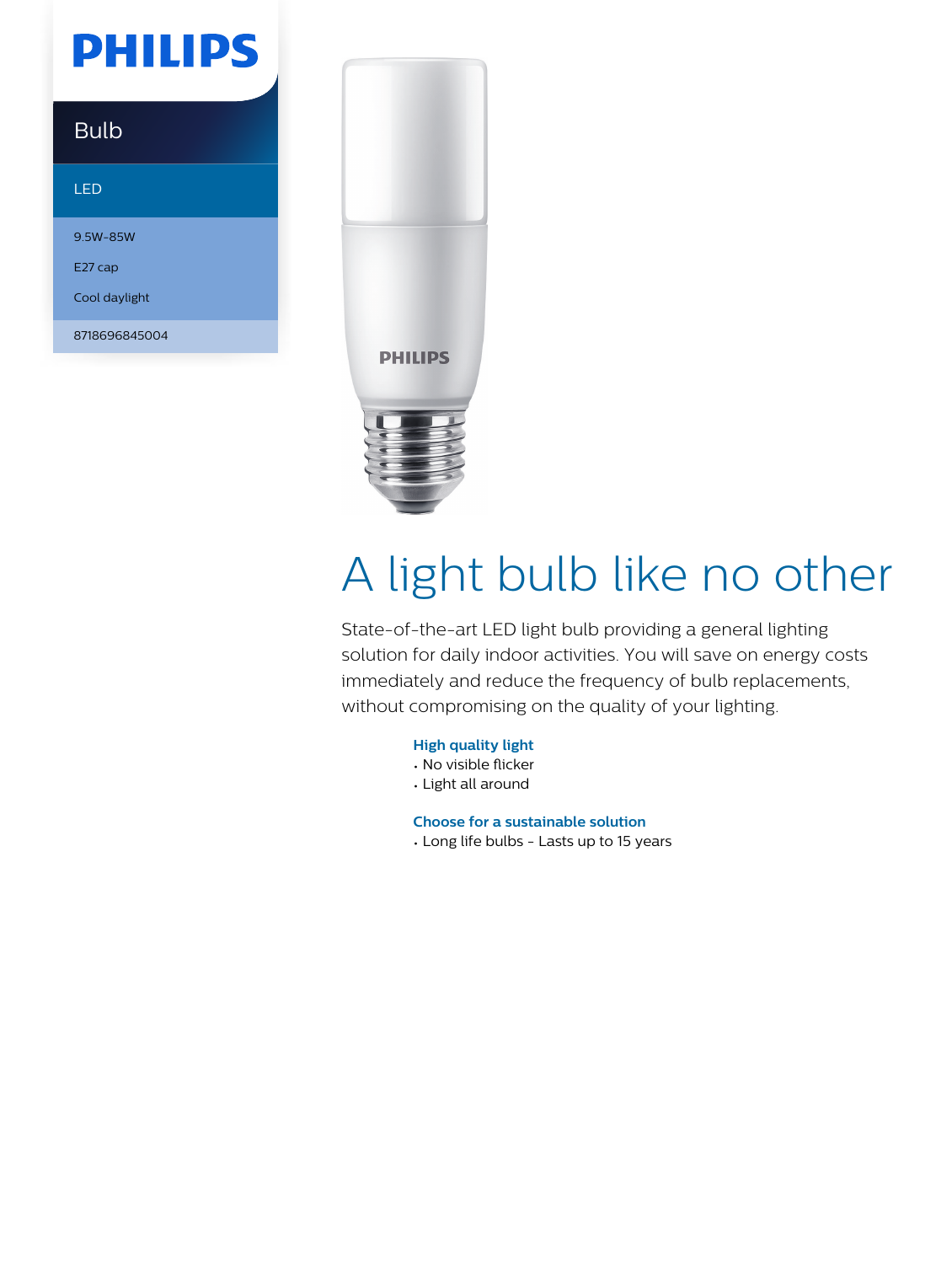PHILIPS

Bulb

LED

9.5W-85W

E27 cap

Cool daylight

8718696845004

# A light bulb like no other

State-of-the-art LED light bulb providing a general lighting solution for daily indoor activities. You will save on energy costs immediately and reduce the frequency of bulb replacements, without compromising on the quality of your lighting.

### High quality light

- No visible flicker
- Light all around

### Choose for a sustainable solution

- Long life bulbs - Lasts up to 15 years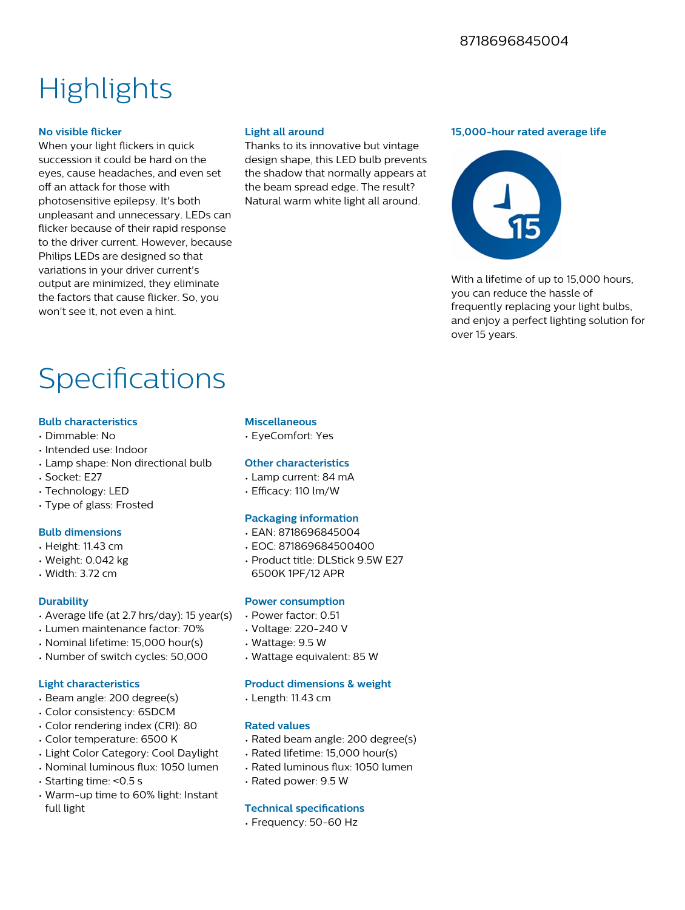8718696845004

# Highlights

### No visible flicker

When your light flickers in quick succession it could be hard on the eyes, cause headaches, and even set off an attack for those with photosensitive epilepsy. It's both unpleasant and unnecessary. LEDs can flicker because of their rapid response to the driver current. However, because Philips LEDs are designed so that variations in your driver current's output are minimized, they eliminate the factors that cause flicker. So, you won't see it, not even a hint.

### Light all around

Thanks to its innovative but vintage design shape, this LED bulb prevents the shadow that normally appears at the beam spread edge. The result? Natural warm white light all around.

### 15,000-hour rated average life

With a lifetime of up to 15,000 hours, you can reduce the hassle of frequently replacing your light bulbs, and enjoy a perfect lighting solution for over 15 years.

# Specifications

### Bulb characteristics

- Dimmable: No
- Intended use: Indoor
- Lamp shape: Non directional bulb
- Socket: E27
- Technology: LED
- Type of glass: Frosted

### Bulb dimensions

- Height: 11.43 cm
- Weight: 0.042 kg
- Width: 3.72 cm

### Durability

- Average life (at 2.7 hrs/day): 15 year(s)
- Lumen maintenance factor: 70%
- Nominal lifetime: 15,000 hour(s)
- Number of switch cycles: 50,000

### Light characteristics

- Beam angle: 200 degree(s)
- Color consistency: 6SDCM
- Color rendering index (CRI): 80
- Color temperature: 6500 K
- Light Color Category: Cool Daylight
- Nominal luminous flux: 1050 lumen
- Starting time: <0.5 s
- Warm-up time to 60% light: Instant full light

### Miscellaneous

- EyeComfort: Yes

### Other characteristics

- Lamp current: 84 mA
- Efficacy: 110 lm/W

### Packaging information

- EAN: 8718696845004
- EOC: 871869684500400
- Product title: DLStick 9.5W E27 6500K 1PF/12 APR

### Power consumption

- Power factor: 0.51
- Voltage: 220-240 V
- Wattage: 9.5 W
- Wattage equivalent: 85 W

### Product dimensions & weight

- Length: 11.43 cm

### Rated values

- Rated beam angle: 200 degree(s)
- Rated lifetime: 15,000 hour(s)
- Rated luminous flux: 1050 lumen
- Rated power: 9.5 W

### Technical specifications

- Frequency: 50-60 Hz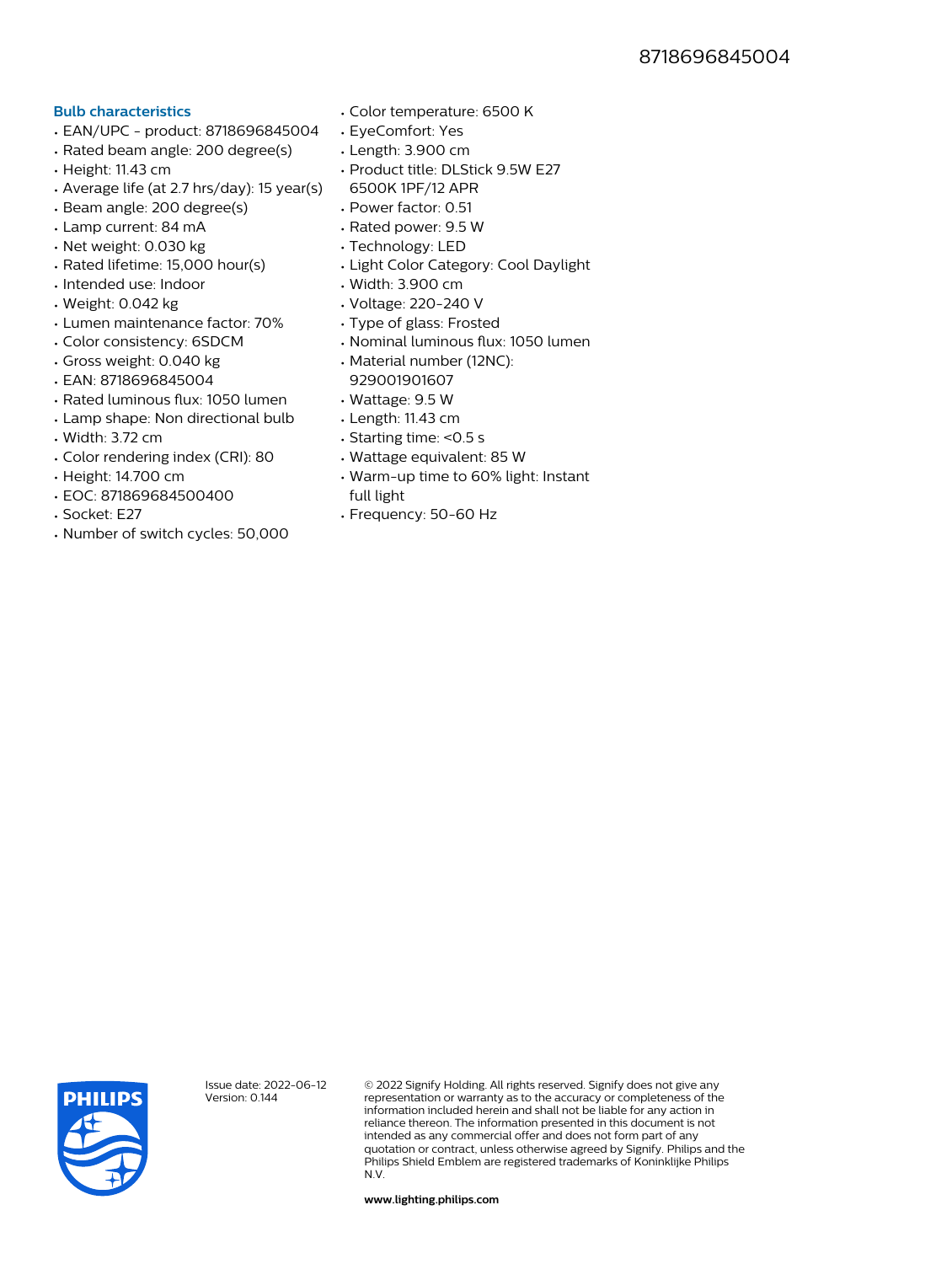8718696845004

## Bulb characteristics

- EAN/UPC - product: 8718696845004
- Rated beam angle: 200 degree(s)
- Height: 11.43 cm
- Average life (at 2.7 hrs/day): 15 year(s)
- Beam angle: 200 degree(s)
- Lamp current: 84 mA
- Net weight: 0.030 kg
- Rated lifetime: 15,000 hour(s)
- Intended use: Indoor
- Weight: 0.042 kg
- Lumen maintenance factor: 70%
- Color consistency: 6SDCM
- Gross weight: 0.040 kg
- EAN: 8718696845004
- Rated luminous flux: 1050 lumen
- Lamp shape: Non directional bulb
- Width: 3.72 cm
- Color rendering index (CRI): 80
- Height: 14.700 cm
- EOC: 871869684500400
- Socket: E27
- Number of switch cycles: 50,000
- Color temperature: 6500 K
- EyeComfort: Yes
- Length: 3.900 cm
- Product title: DLStick 9.5W E27 6500K 1PF/12 APR
- Power factor: 0.51
- Rated power: 9.5 W
- Technology: LED
- Light Color Category: Cool Daylight
- Width: 3.900 cm
- Voltage: 220-240 V
- Type of glass: Frosted
- Nominal luminous flux: 1050 lumen
- Material number (12NC): 929001901607
- Wattage: 9.5 W
- Length: 11.43 cm
- Starting time: <0.5 s
- Wattage equivalent: 85 W
- Warm-up time to 60% light: Instant full light
- Frequency: 50-60 Hz

Issue date: 2022-06-12
Version: 0.144

© 2022 Signify Holding. All rights reserved. Signify does not give any representation or warranty as to the accuracy or completeness of the information included herein and shall not be liable for any action in reliance thereon. The information presented in this document is not intended as any commercial offer and does not form part of any quotation or contract, unless otherwise agreed by Signify. Philips and the Philips Shield Emblem are registered trademarks of Koninklijke Philips N.V.

**www.lighting.philips.com**